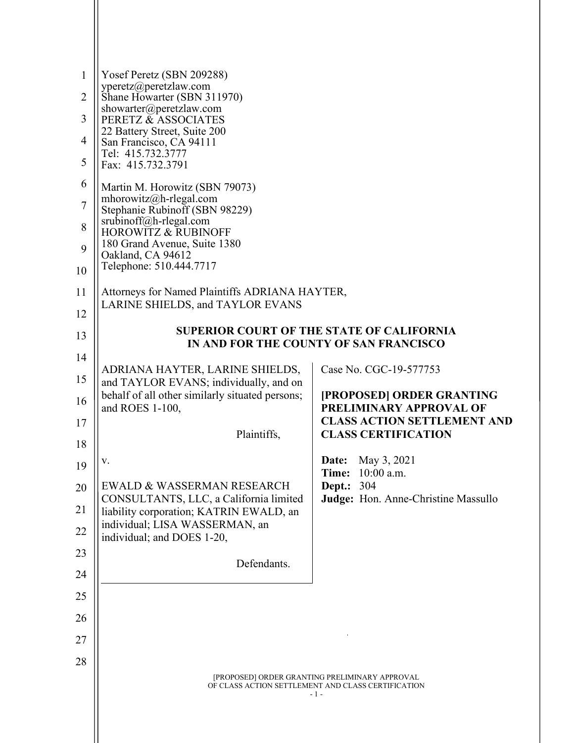Yosef Peretz (SBN 209288)
yperetz@peretzlaw.com
Shane Howarter (SBN 311970)
showarter@peretzlaw.com
PERETZ & ASSOCIATES
22 Battery Street, Suite 200
San Francisco, CA 94111
Tel: 415.732.3777
Fax: 415.732.3791

Martin M. Horowitz (SBN 79073)
mhorowitz@h-rlegal.com
Stephanie Rubinoff (SBN 98229)
srubinoff@h-rlegal.com
HOROWITZ & RUBINOFF
180 Grand Avenue, Suite 1380
Oakland, CA 94612
Telephone: 510.444.7717

Attorneys for Named Plaintiffs ADRIANA HAYTER, LARINE SHIELDS, and TAYLOR EVANS

**SUPERIOR COURT OF THE STATE OF CALIFORNIA**
**IN AND FOR THE COUNTY OF SAN FRANCISCO**

ADRIANA HAYTER, LARINE SHIELDS, and TAYLOR EVANS; individually, and on behalf of all other similarly situated persons; and ROES 1-100,

Plaintiffs,

v.

EWALD & WASSERMAN RESEARCH CONSULTANTS, LLC, a California limited liability corporation; KATRIN EWALD, an individual; LISA WASSERMAN, an individual; and DOES 1-20,

Defendants.

Case No. CGC-19-577753

**[PROPOSED] ORDER GRANTING PRELIMINARY APPROVAL OF CLASS ACTION SETTLEMENT AND CLASS CERTIFICATION**

**Date:** May 3, 2021
**Time:** 10:00 a.m.
**Dept.:** 304
**Judge:** Hon. Anne-Christine Massullo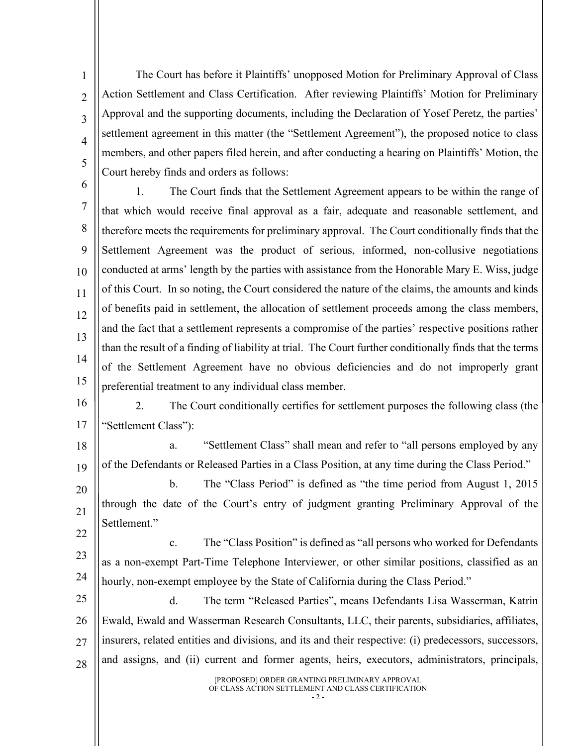The Court has before it Plaintiffs' unopposed Motion for Preliminary Approval of Class Action Settlement and Class Certification. After reviewing Plaintiffs' Motion for Preliminary Approval and the supporting documents, including the Declaration of Yosef Peretz, the parties' settlement agreement in this matter (the "Settlement Agreement"), the proposed notice to class members, and other papers filed herein, and after conducting a hearing on Plaintiffs' Motion, the Court hereby finds and orders as follows:

1. The Court finds that the Settlement Agreement appears to be within the range of that which would receive final approval as a fair, adequate and reasonable settlement, and therefore meets the requirements for preliminary approval. The Court conditionally finds that the Settlement Agreement was the product of serious, informed, non-collusive negotiations conducted at arms' length by the parties with assistance from the Honorable Mary E. Wiss, judge of this Court. In so noting, the Court considered the nature of the claims, the amounts and kinds of benefits paid in settlement, the allocation of settlement proceeds among the class members, and the fact that a settlement represents a compromise of the parties' respective positions rather than the result of a finding of liability at trial. The Court further conditionally finds that the terms of the Settlement Agreement have no obvious deficiencies and do not improperly grant preferential treatment to any individual class member.

2. The Court conditionally certifies for settlement purposes the following class (the "Settlement Class"):

a. "Settlement Class" shall mean and refer to "all persons employed by any of the Defendants or Released Parties in a Class Position, at any time during the Class Period."

b. The "Class Period" is defined as "the time period from August 1, 2015 through the date of the Court's entry of judgment granting Preliminary Approval of the Settlement."

c. The "Class Position" is defined as "all persons who worked for Defendants as a non-exempt Part-Time Telephone Interviewer, or other similar positions, classified as an hourly, non-exempt employee by the State of California during the Class Period."

d. The term "Released Parties", means Defendants Lisa Wasserman, Katrin Ewald, Ewald and Wasserman Research Consultants, LLC, their parents, subsidiaries, affiliates, insurers, related entities and divisions, and its and their respective: (i) predecessors, successors, and assigns, and (ii) current and former agents, heirs, executors, administrators, principals,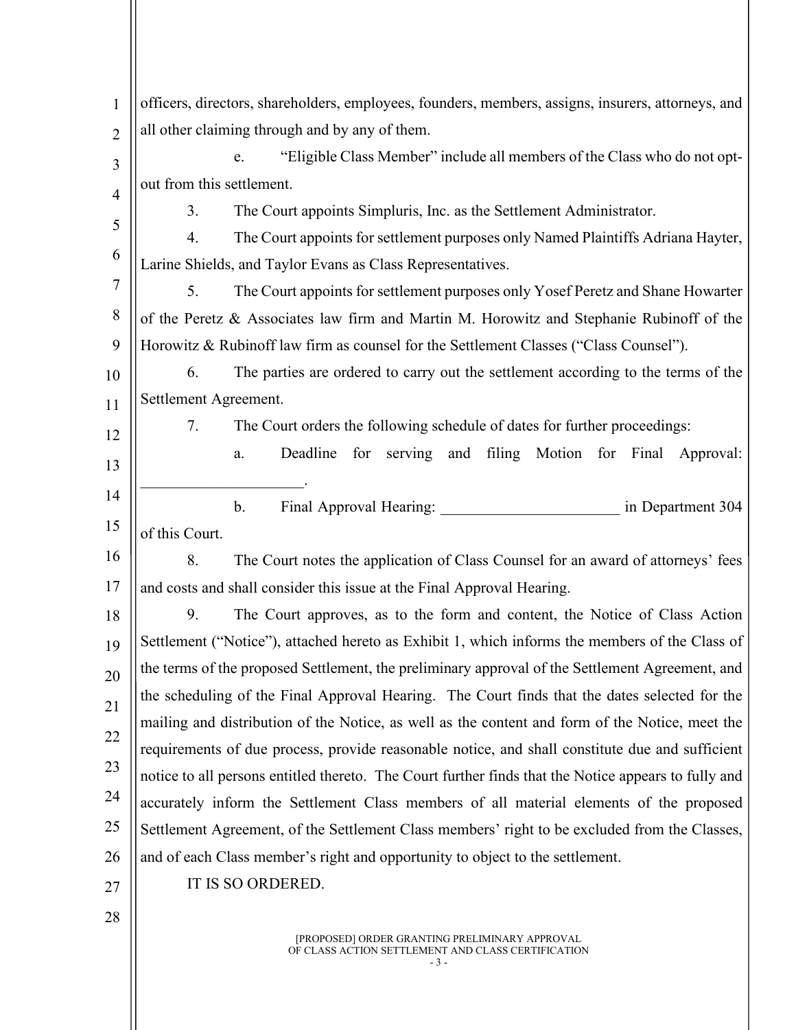officers, directors, shareholders, employees, founders, members, assigns, insurers, attorneys, and all other claiming through and by any of them.

e. "Eligible Class Member" include all members of the Class who do not opt-out from this settlement.

3. The Court appoints Simpluris, Inc. as the Settlement Administrator.

4. The Court appoints for settlement purposes only Named Plaintiffs Adriana Hayter, Larine Shields, and Taylor Evans as Class Representatives.

5. The Court appoints for settlement purposes only Yosef Peretz and Shane Howarter of the Peretz & Associates law firm and Martin M. Horowitz and Stephanie Rubinoff of the Horowitz & Rubinoff law firm as counsel for the Settlement Classes ("Class Counsel").

6. The parties are ordered to carry out the settlement according to the terms of the Settlement Agreement.

7. The Court orders the following schedule of dates for further proceedings:

a. Deadline for serving and filing Motion for Final Approval: ____________________.

b. Final Approval Hearing: ______________________ in Department 304 of this Court.

8. The Court notes the application of Class Counsel for an award of attorneys' fees and costs and shall consider this issue at the Final Approval Hearing.

9. The Court approves, as to the form and content, the Notice of Class Action Settlement ("Notice"), attached hereto as Exhibit 1, which informs the members of the Class of the terms of the proposed Settlement, the preliminary approval of the Settlement Agreement, and the scheduling of the Final Approval Hearing. The Court finds that the dates selected for the mailing and distribution of the Notice, as well as the content and form of the Notice, meet the requirements of due process, provide reasonable notice, and shall constitute due and sufficient notice to all persons entitled thereto. The Court further finds that the Notice appears to fully and accurately inform the Settlement Class members of all material elements of the proposed Settlement Agreement, of the Settlement Class members' right to be excluded from the Classes, and of each Class member's right and opportunity to object to the settlement.

IT IS SO ORDERED.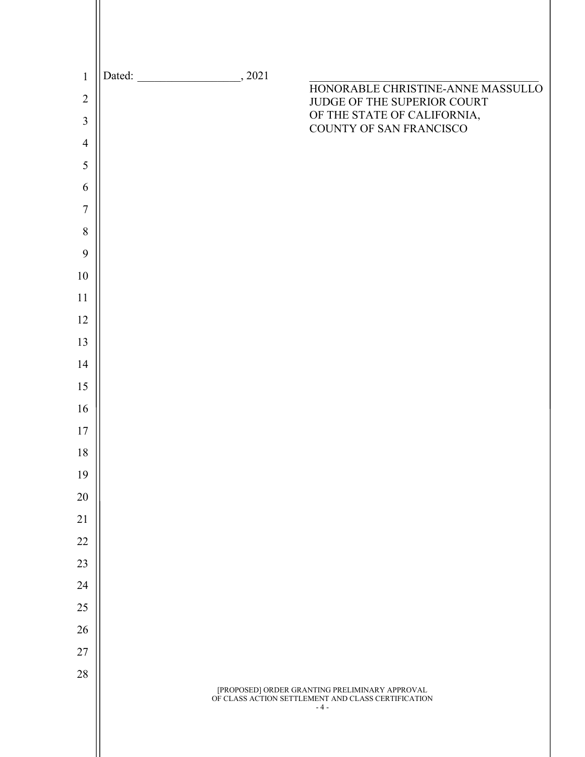Dated: ________________, 2021

________________________________________
HONORABLE CHRISTINE-ANNE MASSULLO
JUDGE OF THE SUPERIOR COURT
OF THE STATE OF CALIFORNIA,
COUNTY OF SAN FRANCISCO